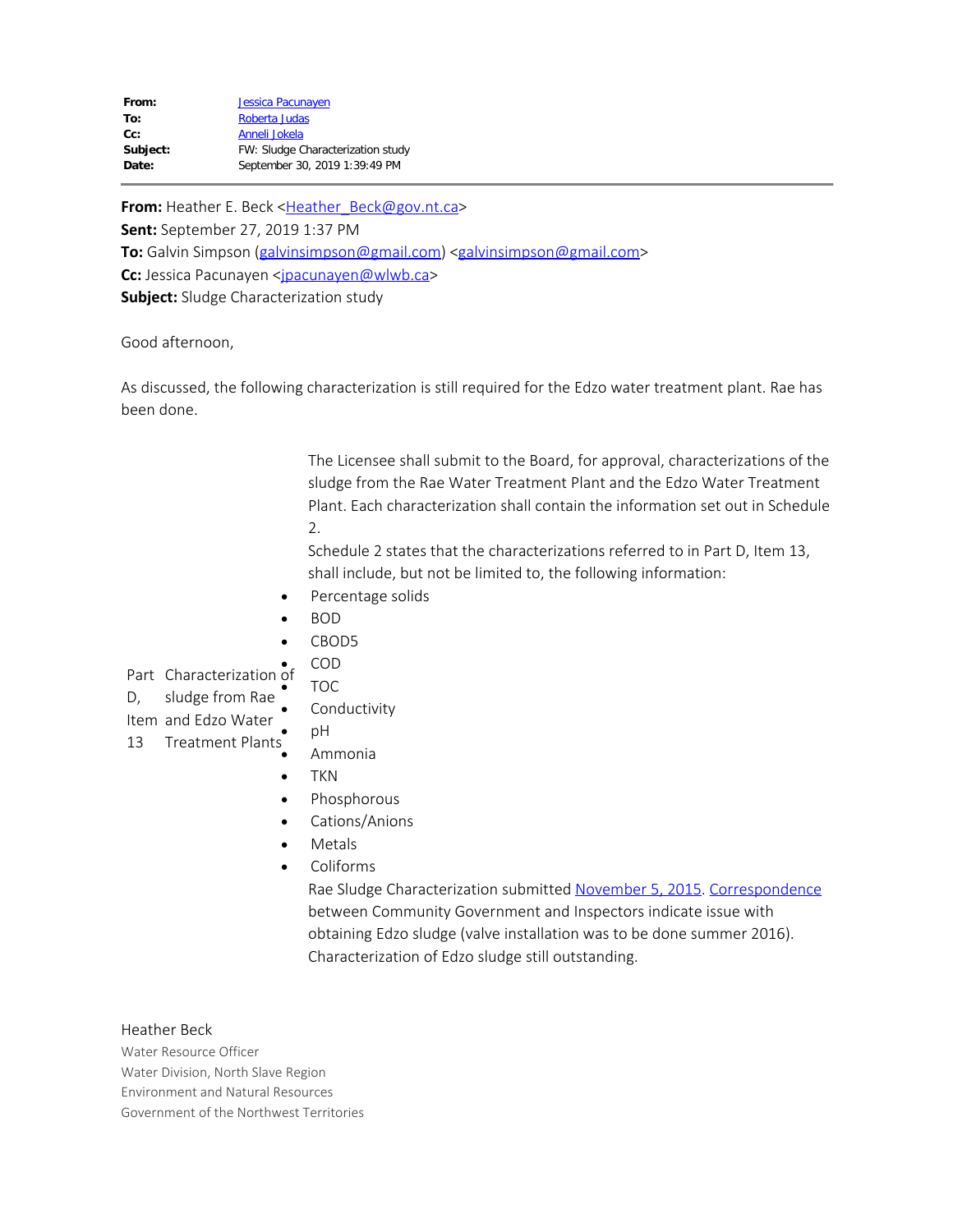**From:** Jessica Pacunayen
**To:** Roberta Judas
**Cc:** Anneli Jokela
**Subject:** FW: Sludge Characterization study
**Date:** September 30, 2019 1:39:49 PM

---

**From:** Heather E. Beck <Heather_Beck@gov.nt.ca>
**Sent:** September 27, 2019 1:37 PM
**To:** Galvin Simpson (galvinsimpson@gmail.com) <galvinsimpson@gmail.com>
**Cc:** Jessica Pacunayen <jpacunayen@wlwb.ca>
**Subject:** Sludge Characterization study

Good afternoon,

As discussed, the following characterization is still required for the Edzo water treatment plant. Rae has been done.

| | | |
|---|---|---|
| Part D, Item 13 | Characterization of sludge from Rae and Edzo Water Treatment Plants | The Licensee shall submit to the Board, for approval, characterizations of the sludge from the Rae Water Treatment Plant and the Edzo Water Treatment Plant. Each characterization shall contain the information set out in Schedule 2.<br>Schedule 2 states that the characterizations referred to in Part D, Item 13, shall include, but not be limited to, the following information:<br>• Percentage solids<br>• BOD<br>• CBOD5<br>• COD<br>• TOC<br>• Conductivity<br>• pH<br>• Ammonia<br>• TKN<br>• Phosphorous<br>• Cations/Anions<br>• Metals<br>• Coliforms<br>Rae Sludge Characterization submitted November 5, 2015. Correspondence between Community Government and Inspectors indicate issue with obtaining Edzo sludge (valve installation was to be done summer 2016). Characterization of Edzo sludge still outstanding. |

Heather Beck
Water Resource Officer
Water Division, North Slave Region
Environment and Natural Resources
Government of the Northwest Territories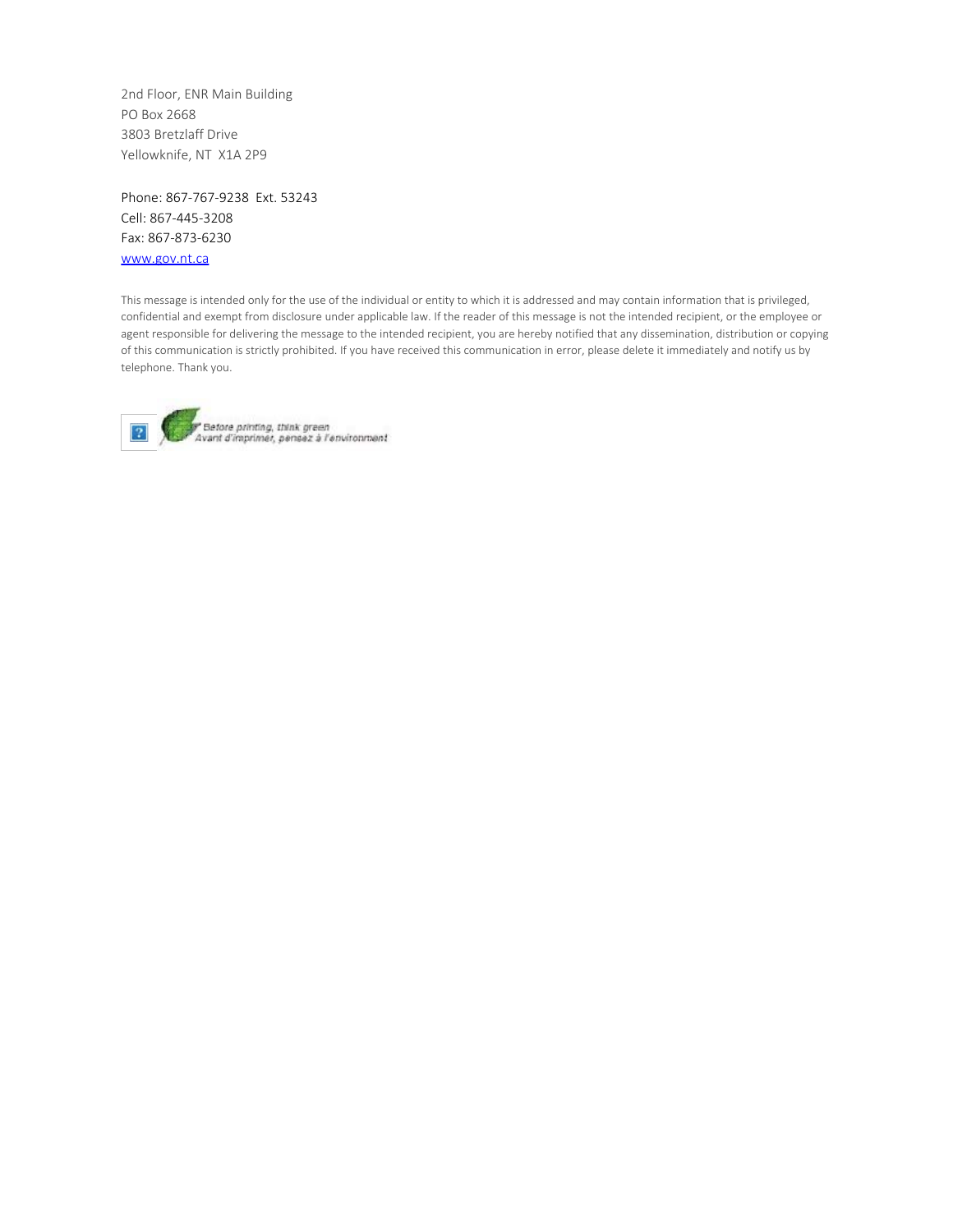2nd Floor, ENR Main Building
PO Box 2668
3803 Bretzlaff Drive
Yellowknife, NT  X1A 2P9

Phone: 867-767-9238  Ext. 53243
Cell: 867-445-3208
Fax: 867-873-6230
[www.gov.nt.ca](http://www.gov.nt.ca)

This message is intended only for the use of the individual or entity to which it is addressed and may contain information that is privileged, confidential and exempt from disclosure under applicable law. If the reader of this message is not the intended recipient, or the employee or agent responsible for delivering the message to the intended recipient, you are hereby notified that any dissemination, distribution or copying of this communication is strictly prohibited. If you have received this communication in error, please delete it immediately and notify us by telephone. Thank you.

Before printing, think green
Avant d'imprimer, pensez à l'environnement